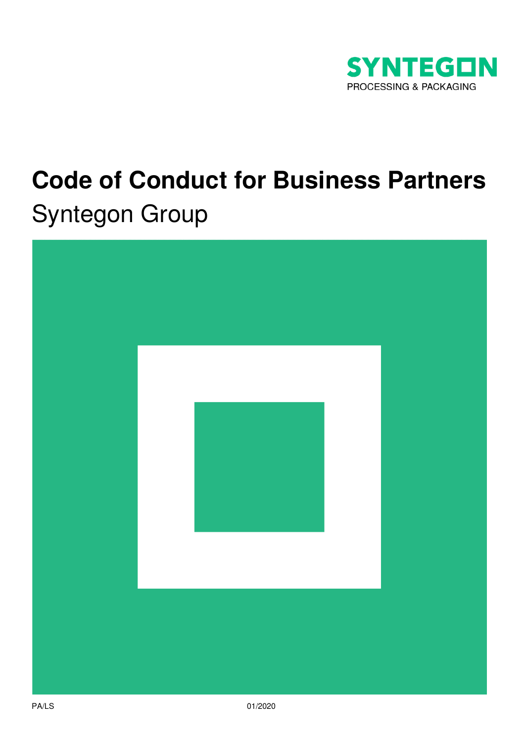SYNTEGON

PROCESSING & PACKAGING

# Code of Conduct for Business Partners

Syntegon Group

PA/LS

01/2020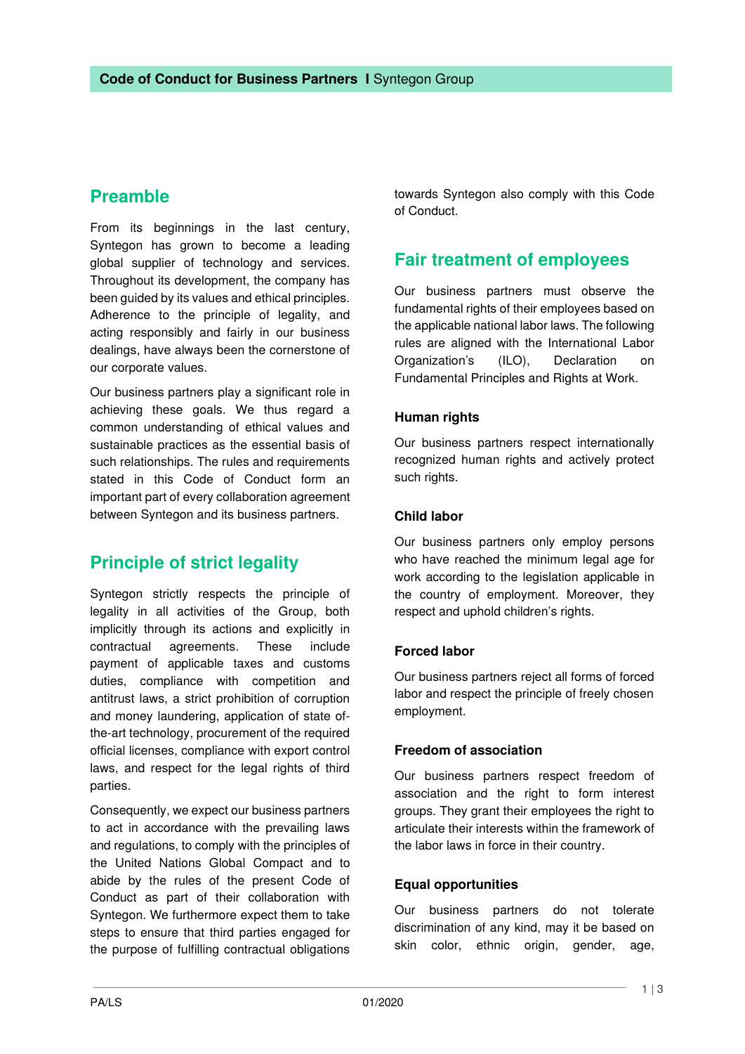## Preamble

From its beginnings in the last century, Syntegon has grown to become a leading global supplier of technology and services. Throughout its development, the company has been guided by its values and ethical principles. Adherence to the principle of legality, and acting responsibly and fairly in our business dealings, have always been the cornerstone of our corporate values.

Our business partners play a significant role in achieving these goals. We thus regard a common understanding of ethical values and sustainable practices as the essential basis of such relationships. The rules and requirements stated in this Code of Conduct form an important part of every collaboration agreement between Syntegon and its business partners.

## Principle of strict legality

Syntegon strictly respects the principle of legality in all activities of the Group, both implicitly through its actions and explicitly in contractual agreements. These include payment of applicable taxes and customs duties, compliance with competition and antitrust laws, a strict prohibition of corruption and money laundering, application of state of-the-art technology, procurement of the required official licenses, compliance with export control laws, and respect for the legal rights of third parties.

Consequently, we expect our business partners to act in accordance with the prevailing laws and regulations, to comply with the principles of the United Nations Global Compact and to abide by the rules of the present Code of Conduct as part of their collaboration with Syntegon. We furthermore expect them to take steps to ensure that third parties engaged for the purpose of fulfilling contractual obligations towards Syntegon also comply with this Code of Conduct.

## Fair treatment of employees

Our business partners must observe the fundamental rights of their employees based on the applicable national labor laws. The following rules are aligned with the International Labor Organization's (ILO), Declaration on Fundamental Principles and Rights at Work.

### Human rights

Our business partners respect internationally recognized human rights and actively protect such rights.

### Child labor

Our business partners only employ persons who have reached the minimum legal age for work according to the legislation applicable in the country of employment. Moreover, they respect and uphold children's rights.

### Forced labor

Our business partners reject all forms of forced labor and respect the principle of freely chosen employment.

### Freedom of association

Our business partners respect freedom of association and the right to form interest groups. They grant their employees the right to articulate their interests within the framework of the labor laws in force in their country.

### Equal opportunities

Our business partners do not tolerate discrimination of any kind, may it be based on skin color, ethnic origin, gender, age,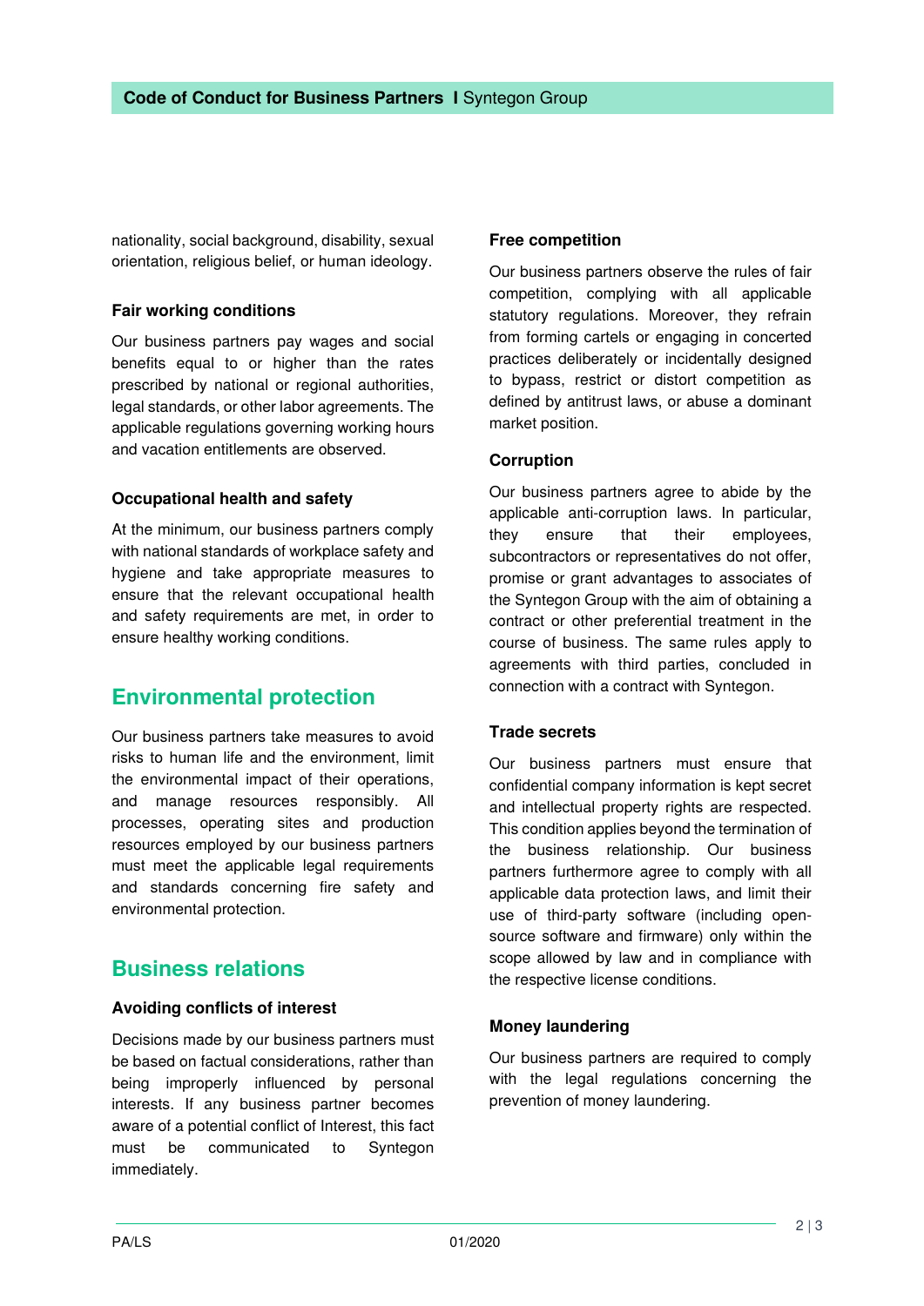nationality, social background, disability, sexual orientation, religious belief, or human ideology.

### Fair working conditions

Our business partners pay wages and social benefits equal to or higher than the rates prescribed by national or regional authorities, legal standards, or other labor agreements. The applicable regulations governing working hours and vacation entitlements are observed.

### Occupational health and safety

At the minimum, our business partners comply with national standards of workplace safety and hygiene and take appropriate measures to ensure that the relevant occupational health and safety requirements are met, in order to ensure healthy working conditions.

## Environmental protection

Our business partners take measures to avoid risks to human life and the environment, limit the environmental impact of their operations, and manage resources responsibly. All processes, operating sites and production resources employed by our business partners must meet the applicable legal requirements and standards concerning fire safety and environmental protection.

## Business relations

### Avoiding conflicts of interest

Decisions made by our business partners must be based on factual considerations, rather than being improperly influenced by personal interests. If any business partner becomes aware of a potential conflict of Interest, this fact must be communicated to Syntegon immediately.

### Free competition

Our business partners observe the rules of fair competition, complying with all applicable statutory regulations. Moreover, they refrain from forming cartels or engaging in concerted practices deliberately or incidentally designed to bypass, restrict or distort competition as defined by antitrust laws, or abuse a dominant market position.

### Corruption

Our business partners agree to abide by the applicable anti-corruption laws. In particular, they ensure that their employees, subcontractors or representatives do not offer, promise or grant advantages to associates of the Syntegon Group with the aim of obtaining a contract or other preferential treatment in the course of business. The same rules apply to agreements with third parties, concluded in connection with a contract with Syntegon.

### Trade secrets

Our business partners must ensure that confidential company information is kept secret and intellectual property rights are respected. This condition applies beyond the termination of the business relationship. Our business partners furthermore agree to comply with all applicable data protection laws, and limit their use of third-party software (including open-source software and firmware) only within the scope allowed by law and in compliance with the respective license conditions.

### Money laundering

Our business partners are required to comply with the legal regulations concerning the prevention of money laundering.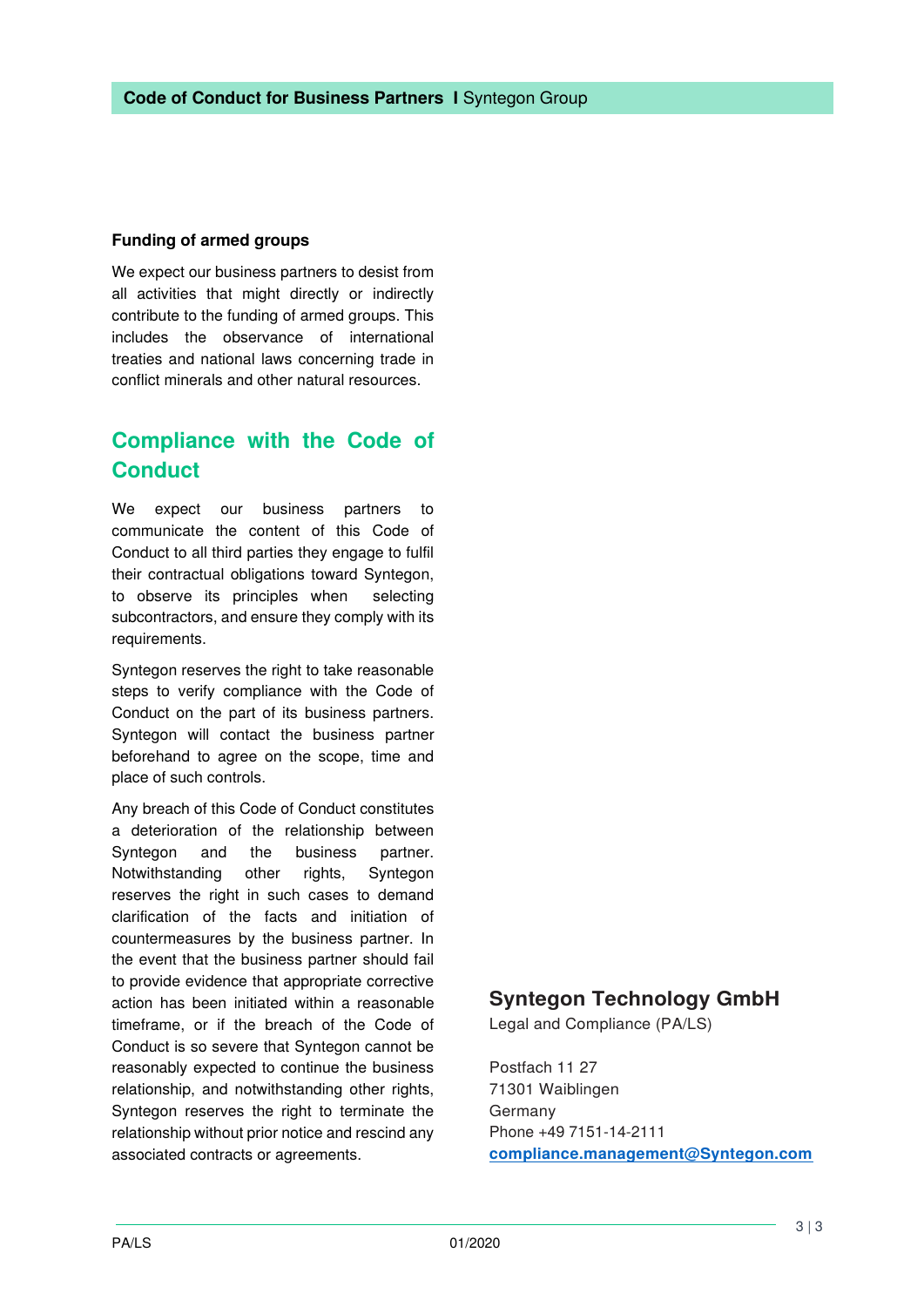### Funding of armed groups

We expect our business partners to desist from all activities that might directly or indirectly contribute to the funding of armed groups. This includes the observance of international treaties and national laws concerning trade in conflict minerals and other natural resources.

## Compliance with the Code of Conduct

We expect our business partners to communicate the content of this Code of Conduct to all third parties they engage to fulfil their contractual obligations toward Syntegon, to observe its principles when selecting subcontractors, and ensure they comply with its requirements.

Syntegon reserves the right to take reasonable steps to verify compliance with the Code of Conduct on the part of its business partners. Syntegon will contact the business partner beforehand to agree on the scope, time and place of such controls.

Any breach of this Code of Conduct constitutes a deterioration of the relationship between Syntegon and the business partner. Notwithstanding other rights, Syntegon reserves the right in such cases to demand clarification of the facts and initiation of countermeasures by the business partner. In the event that the business partner should fail to provide evidence that appropriate corrective action has been initiated within a reasonable timeframe, or if the breach of the Code of Conduct is so severe that Syntegon cannot be reasonably expected to continue the business relationship, and notwithstanding other rights, Syntegon reserves the right to terminate the relationship without prior notice and rescind any associated contracts or agreements.

**Syntegon Technology GmbH**
Legal and Compliance (PA/LS)

Postfach 11 27
71301 Waiblingen
Germany
Phone +49 7151-14-2111
**compliance.management@Syntegon.com**